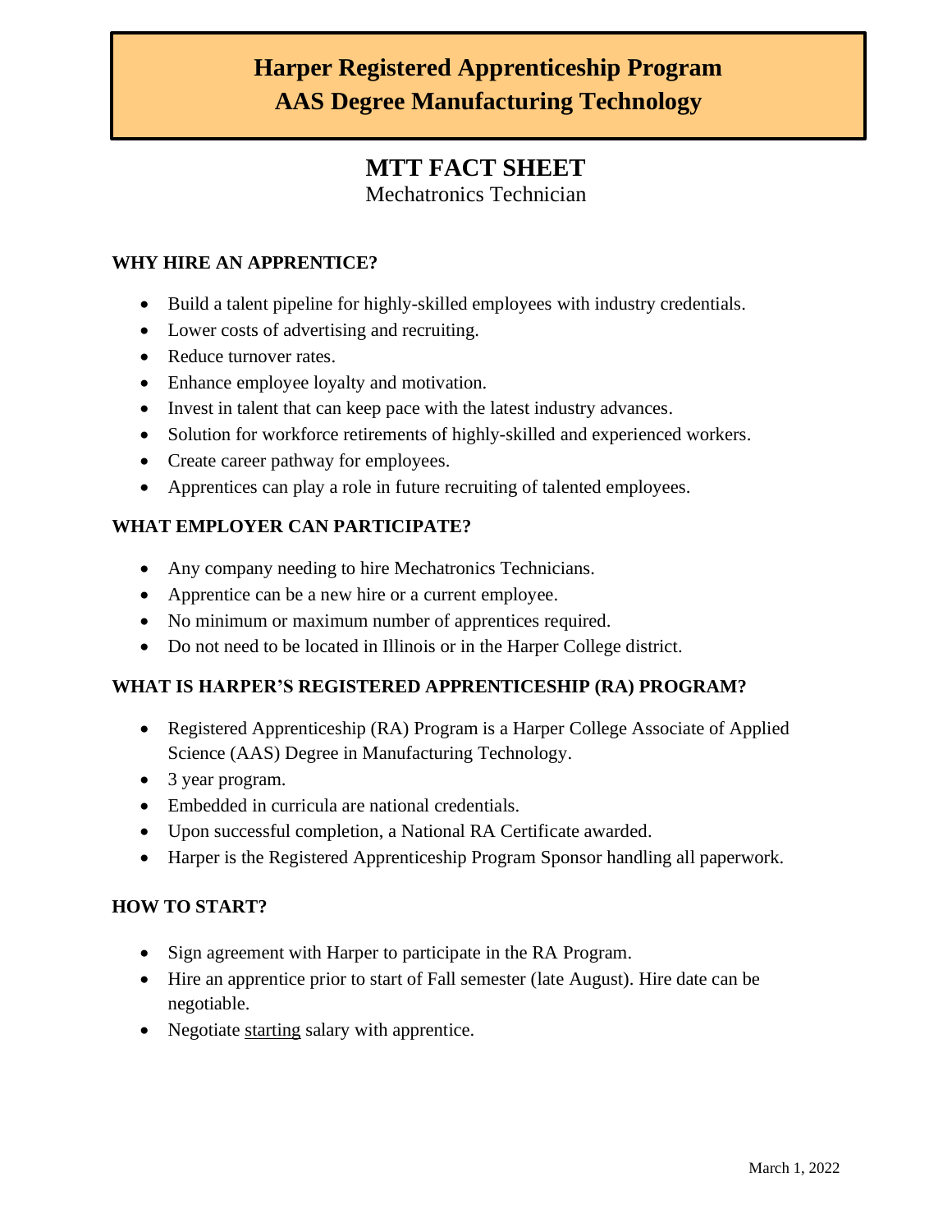# Harper Registered Apprenticeship Program
# AAS Degree Manufacturing Technology

## MTT FACT SHEET

Mechatronics Technician

### WHY HIRE AN APPRENTICE?

- Build a talent pipeline for highly-skilled employees with industry credentials.
- Lower costs of advertising and recruiting.
- Reduce turnover rates.
- Enhance employee loyalty and motivation.
- Invest in talent that can keep pace with the latest industry advances.
- Solution for workforce retirements of highly-skilled and experienced workers.
- Create career pathway for employees.
- Apprentices can play a role in future recruiting of talented employees.

### WHAT EMPLOYER CAN PARTICIPATE?

- Any company needing to hire Mechatronics Technicians.
- Apprentice can be a new hire or a current employee.
- No minimum or maximum number of apprentices required.
- Do not need to be located in Illinois or in the Harper College district.

### WHAT IS HARPER'S REGISTERED APPRENTICESHIP (RA) PROGRAM?

- Registered Apprenticeship (RA) Program is a Harper College Associate of Applied Science (AAS) Degree in Manufacturing Technology.
- 3 year program.
- Embedded in curricula are national credentials.
- Upon successful completion, a National RA Certificate awarded.
- Harper is the Registered Apprenticeship Program Sponsor handling all paperwork.

### HOW TO START?

- Sign agreement with Harper to participate in the RA Program.
- Hire an apprentice prior to start of Fall semester (late August). Hire date can be negotiable.
- Negotiate <u>starting</u> salary with apprentice.

March 1, 2022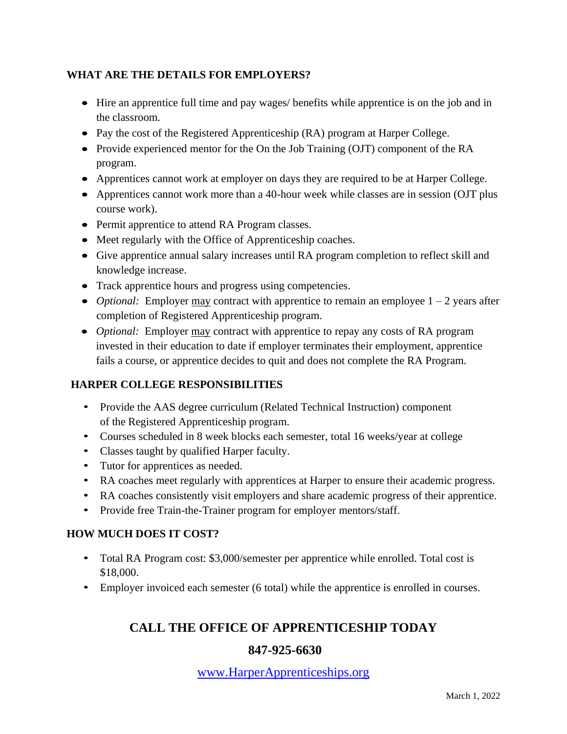## WHAT ARE THE DETAILS FOR EMPLOYERS?

- Hire an apprentice full time and pay wages/ benefits while apprentice is on the job and in the classroom.
- Pay the cost of the Registered Apprenticeship (RA) program at Harper College.
- Provide experienced mentor for the On the Job Training (OJT) component of the RA program.
- Apprentices cannot work at employer on days they are required to be at Harper College.
- Apprentices cannot work more than a 40-hour week while classes are in session (OJT plus course work).
- Permit apprentice to attend RA Program classes.
- Meet regularly with the Office of Apprenticeship coaches.
- Give apprentice annual salary increases until RA program completion to reflect skill and knowledge increase.
- Track apprentice hours and progress using competencies.
- *Optional:* Employer may contract with apprentice to remain an employee 1 – 2 years after completion of Registered Apprenticeship program.
- *Optional:* Employer may contract with apprentice to repay any costs of RA program invested in their education to date if employer terminates their employment, apprentice fails a course, or apprentice decides to quit and does not complete the RA Program.

## HARPER COLLEGE RESPONSIBILITIES

- Provide the AAS degree curriculum (Related Technical Instruction) component of the Registered Apprenticeship program.
- Courses scheduled in 8 week blocks each semester, total 16 weeks/year at college
- Classes taught by qualified Harper faculty.
- Tutor for apprentices as needed.
- RA coaches meet regularly with apprentices at Harper to ensure their academic progress.
- RA coaches consistently visit employers and share academic progress of their apprentice.
- Provide free Train-the-Trainer program for employer mentors/staff.

## HOW MUCH DOES IT COST?

- Total RA Program cost: $3,000/semester per apprentice while enrolled. Total cost is $18,000.
- Employer invoiced each semester (6 total) while the apprentice is enrolled in courses.

**CALL THE OFFICE OF APPRENTICESHIP TODAY**

**847-925-6630**

www.HarperApprenticeships.org

March 1, 2022